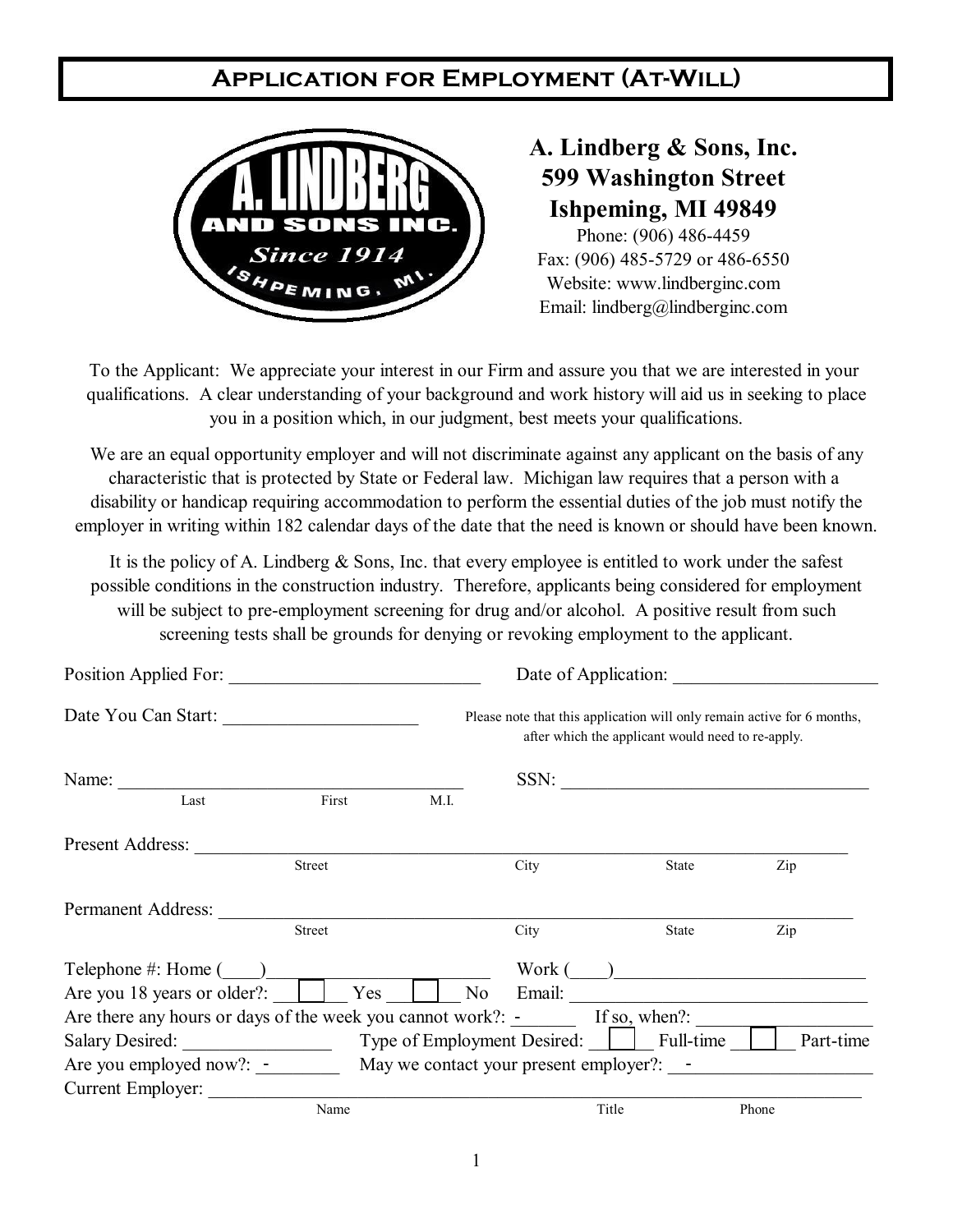# Application for Employment (At-Will)

**A. Lindberg & Sons, Inc.**
**599 Washington Street**
**Ishpeming, MI 49849**
Phone: (906) 486-4459
Fax: (906) 485-5729 or 486-6550
Website: www.lindberginc.com
Email: lindberg@lindberginc.com

To the Applicant: We appreciate your interest in our Firm and assure you that we are interested in your qualifications. A clear understanding of your background and work history will aid us in seeking to place you in a position which, in our judgment, best meets your qualifications.

We are an equal opportunity employer and will not discriminate against any applicant on the basis of any characteristic that is protected by State or Federal law. Michigan law requires that a person with a disability or handicap requiring accommodation to perform the essential duties of the job must notify the employer in writing within 182 calendar days of the date that the need is known or should have been known.

It is the policy of A. Lindberg & Sons, Inc. that every employee is entitled to work under the safest possible conditions in the construction industry. Therefore, applicants being considered for employment will be subject to pre-employment screening for drug and/or alcohol. A positive result from such screening tests shall be grounds for denying or revoking employment to the applicant.

Position Applied For: ____________________________ Date of Application: ______________________

Date You Can Start: _____________________

Please note that this application will only remain active for 6 months, after which the applicant would need to re-apply.

Name: ______________________________________ SSN: __________________________________
Last First M.I.

Present Address: ________________________________________________________________________
Street City State Zip

Permanent Address: ______________________________________________________________________
Street City State Zip

Telephone #: Home (____)______________________ Work (____)___________________________

Are you 18 years or older?: ☐ Yes ☐ No Email: _________________________________

Are there any hours or days of the week you cannot work?: - If so, when?: ___________________

Salary Desired: ________________ Type of Employment Desired: ☐ Full-time ☐ Part-time

Are you employed now?: - May we contact your present employer?: -

Current Employer: ________________________________________________________________________
Name Title Phone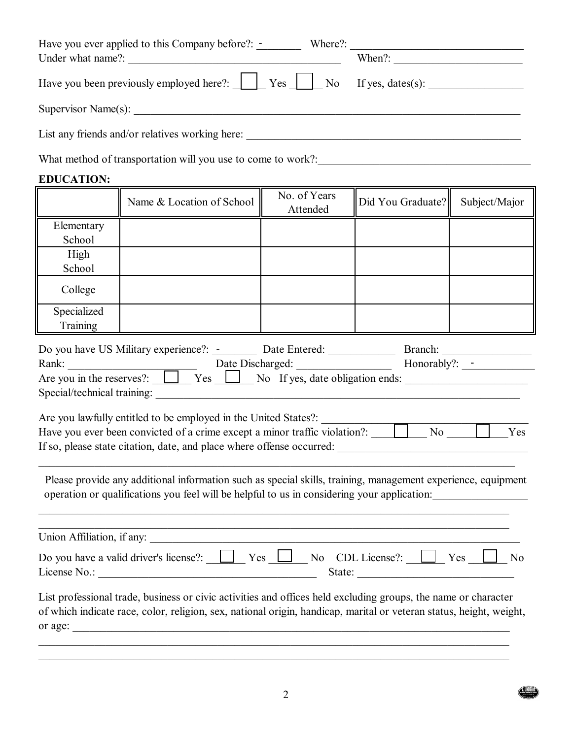Have you ever applied to this Company before?: - \_\_\_\_\_\_\_ Where?: \_\_\_\_\_\_\_\_\_\_\_\_\_\_\_\_\_\_\_\_\_\_\_\_\_\_\_\_\_\_
Under what name?: \_\_\_\_\_\_\_\_\_\_\_\_\_\_\_\_\_\_\_\_\_\_\_\_\_\_\_\_\_\_\_\_\_\_\_\_\_\_\_\_ When?: \_\_\_\_\_\_\_\_\_\_\_\_\_\_\_\_\_\_\_\_\_\_\_\_

Have you been previously employed here?: ☐ Yes ☐ No If yes, dates(s): \_\_\_\_\_\_\_\_\_\_\_\_\_\_\_\_\_

Supervisor Name(s): \_\_\_\_\_\_\_\_\_\_\_\_\_\_\_\_\_\_\_\_\_\_\_\_\_\_\_\_\_\_\_\_\_\_\_\_\_\_\_\_\_\_\_\_\_\_\_\_\_\_\_\_\_\_\_\_\_\_\_\_\_\_\_\_\_\_\_\_\_\_\_\_

List any friends and/or relatives working here: \_\_\_\_\_\_\_\_\_\_\_\_\_\_\_\_\_\_\_\_\_\_\_\_\_\_\_\_\_\_\_\_\_\_\_\_\_\_\_\_\_\_\_\_\_\_\_\_\_\_\_\_

What method of transportation will you use to come to work?: \_\_\_\_\_\_\_\_\_\_\_\_\_\_\_\_\_\_\_\_\_\_\_\_\_\_\_\_\_\_\_\_\_\_\_\_\_\_\_\_

**EDUCATION:**

| | Name & Location of School | No. of Years Attended | Did You Graduate? | Subject/Major |
|---|---|---|---|---|
| Elementary School | | | | |
| High School | | | | |
| College | | | | |
| Specialized Training | | | | |

Do you have US Military experience?: - \_\_\_\_\_\_\_ Date Entered: \_\_\_\_\_\_\_\_\_\_\_\_ Branch: \_\_\_\_\_\_\_\_\_\_\_\_\_\_\_\_
Rank: \_\_\_\_\_\_\_\_\_\_\_\_\_\_\_\_\_\_\_\_\_\_\_ Date Discharged: \_\_\_\_\_\_\_\_\_\_\_\_\_\_\_\_\_ Honorably?: - \_\_\_\_\_\_\_\_\_\_\_\_
Are you in the reserves?: ☐ Yes ☐ No If yes, date obligation ends: \_\_\_\_\_\_\_\_\_\_\_\_\_\_\_\_\_\_\_\_\_\_
Special/technical training: \_\_\_\_\_\_\_\_\_\_\_\_\_\_\_\_\_\_\_\_\_\_\_\_\_\_\_\_\_\_\_\_\_\_\_\_\_\_\_\_\_\_\_\_\_\_\_\_\_\_\_\_\_\_\_\_\_\_\_\_\_\_\_\_\_\_\_

Are you lawfully entitled to be employed in the United States?: \_\_\_\_\_\_\_\_\_\_\_\_\_\_\_\_\_\_\_\_\_\_\_\_\_\_\_\_\_\_\_\_\_\_\_\_\_\_
Have you ever been convicted of a crime except a minor traffic violation?: ☐ No ☐ Yes
If so, please state citation, date, and place where offense occurred: \_\_\_\_\_\_\_\_\_\_\_\_\_\_\_\_\_\_\_\_\_\_\_\_\_\_\_\_\_\_\_\_\_\_\_\_
\_\_\_\_\_\_\_\_\_\_\_\_\_\_\_\_\_\_\_\_\_\_\_\_\_\_\_\_\_\_\_\_\_\_\_\_\_\_\_\_\_\_\_\_\_\_\_\_\_\_\_\_\_\_\_\_\_\_\_\_\_\_\_\_\_\_\_\_\_\_\_\_\_\_\_\_\_\_\_\_\_\_\_\_\_\_\_\_\_\_\_

Please provide any additional information such as special skills, training, management experience, equipment operation or qualifications you feel will be helpful to us in considering your application: \_\_\_\_\_\_\_\_\_\_\_\_\_\_\_\_\_
\_\_\_\_\_\_\_\_\_\_\_\_\_\_\_\_\_\_\_\_\_\_\_\_\_\_\_\_\_\_\_\_\_\_\_\_\_\_\_\_\_\_\_\_\_\_\_\_\_\_\_\_\_\_\_\_\_\_\_\_\_\_\_\_\_\_\_\_\_\_\_\_\_\_\_\_\_\_\_\_\_\_\_\_\_\_\_\_\_\_
\_\_\_\_\_\_\_\_\_\_\_\_\_\_\_\_\_\_\_\_\_\_\_\_\_\_\_\_\_\_\_\_\_\_\_\_\_\_\_\_\_\_\_\_\_\_\_\_\_\_\_\_\_\_\_\_\_\_\_\_\_\_\_\_\_\_\_\_\_\_\_\_\_\_\_\_\_\_\_\_\_\_\_\_\_\_\_\_\_\_
Union Affiliation, if any: \_\_\_\_\_\_\_\_\_\_\_\_\_\_\_\_\_\_\_\_\_\_\_\_\_\_\_\_\_\_\_\_\_\_\_\_\_\_\_\_\_\_\_\_\_\_\_\_\_\_\_\_\_\_\_\_\_\_\_\_\_\_\_\_\_\_\_\_\_\_\_

Do you have a valid driver's license?: ☐ Yes ☐ No CDL License?: ☐ Yes ☐ No
License No.: \_\_\_\_\_\_\_\_\_\_\_\_\_\_\_\_\_\_\_\_\_\_\_\_\_\_\_\_\_\_\_\_\_\_\_\_\_\_\_\_\_ State: \_\_\_\_\_\_\_\_\_\_\_\_\_\_\_\_\_\_\_\_\_\_\_\_\_\_\_\_\_

List professional trade, business or civic activities and offices held excluding groups, the name or character of which indicate race, color, religion, sex, national origin, handicap, marital or veteran status, height, weight, or age: \_\_\_\_\_\_\_\_\_\_\_\_\_\_\_\_\_\_\_\_\_\_\_\_\_\_\_\_\_\_\_\_\_\_\_\_\_\_\_\_\_\_\_\_\_\_\_\_\_\_\_\_\_\_\_\_\_\_\_\_\_\_\_\_\_\_\_\_\_\_\_\_\_\_\_\_\_\_\_\_\_\_\_\_
\_\_\_\_\_\_\_\_\_\_\_\_\_\_\_\_\_\_\_\_\_\_\_\_\_\_\_\_\_\_\_\_\_\_\_\_\_\_\_\_\_\_\_\_\_\_\_\_\_\_\_\_\_\_\_\_\_\_\_\_\_\_\_\_\_\_\_\_\_\_\_\_\_\_\_\_\_\_\_\_\_\_\_\_\_\_\_\_\_\_
\_\_\_\_\_\_\_\_\_\_\_\_\_\_\_\_\_\_\_\_\_\_\_\_\_\_\_\_\_\_\_\_\_\_\_\_\_\_\_\_\_\_\_\_\_\_\_\_\_\_\_\_\_\_\_\_\_\_\_\_\_\_\_\_\_\_\_\_\_\_\_\_\_\_\_\_\_\_\_\_\_\_\_\_\_\_\_\_\_\_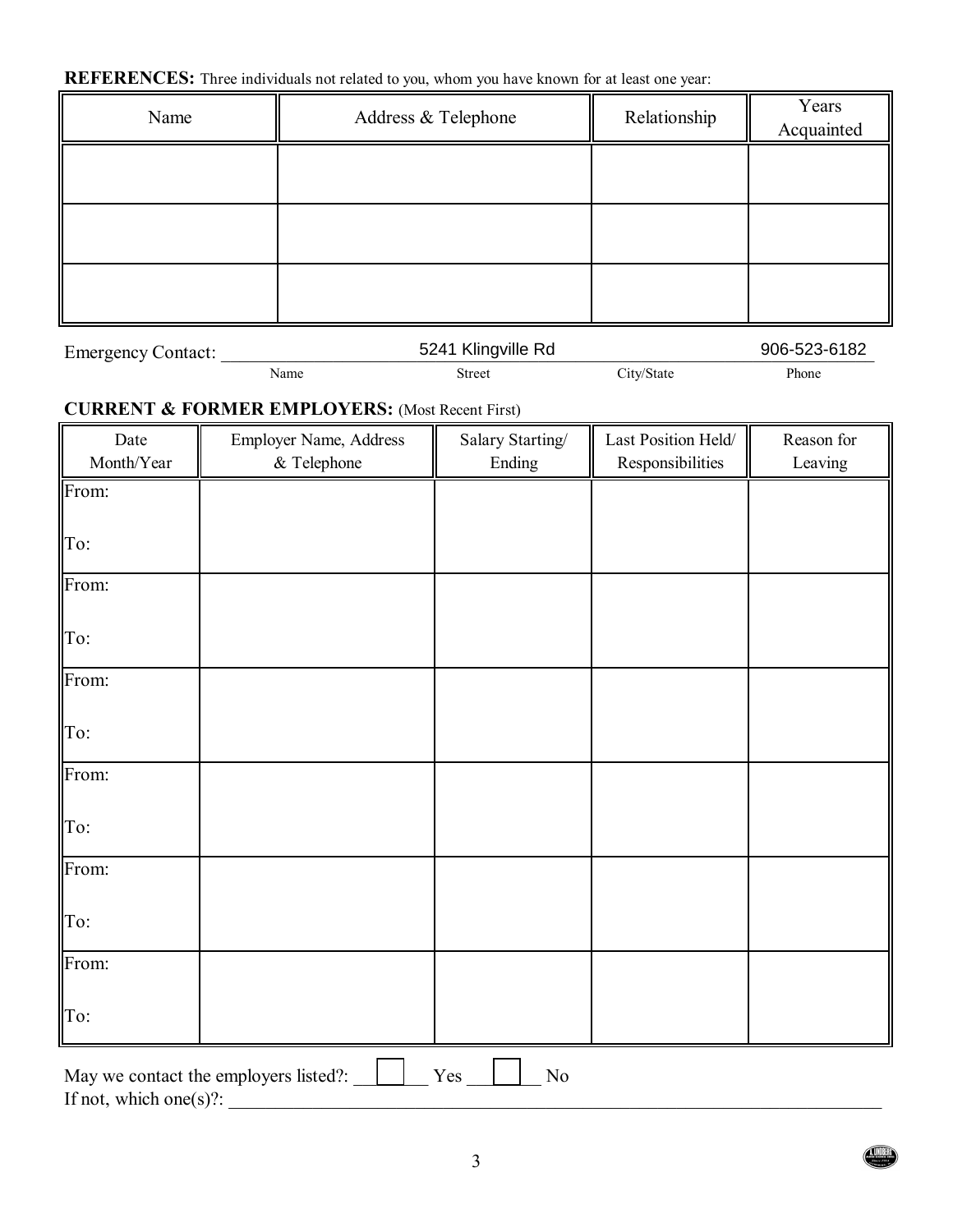**REFERENCES:** Three individuals not related to you, whom you have known for at least one year:

| Name | Address & Telephone | Relationship | Years Acquainted |
|---|---|---|---|
| | | | |
| | | | |
| | | | |

Emergency Contact: ____________ 5241 Klingville Rd ____________ 906-523-6182

Name Street City/State Phone

**CURRENT & FORMER EMPLOYERS:** (Most Recent First)

| Date Month/Year | Employer Name, Address & Telephone | Salary Starting/ Ending | Last Position Held/ Responsibilities | Reason for Leaving |
|---|---|---|---|---|
| From: <br> To: | | | | |
| From: <br> To: | | | | |
| From: <br> To: | | | | |
| From: <br> To: | | | | |
| From: <br> To: | | | | |
| From: <br> To: | | | | |

May we contact the employers listed?: ☐ Yes ☐ No

If not, which one(s)?: ____________________________________________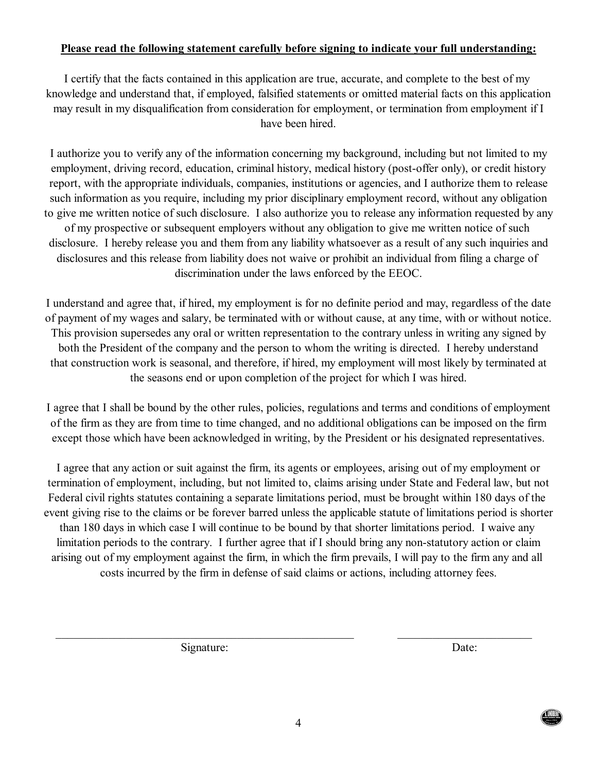**Please read the following statement carefully before signing to indicate your full understanding:**

I certify that the facts contained in this application are true, accurate, and complete to the best of my knowledge and understand that, if employed, falsified statements or omitted material facts on this application may result in my disqualification from consideration for employment, or termination from employment if I have been hired.

I authorize you to verify any of the information concerning my background, including but not limited to my employment, driving record, education, criminal history, medical history (post-offer only), or credit history report, with the appropriate individuals, companies, institutions or agencies, and I authorize them to release such information as you require, including my prior disciplinary employment record, without any obligation to give me written notice of such disclosure. I also authorize you to release any information requested by any of my prospective or subsequent employers without any obligation to give me written notice of such disclosure. I hereby release you and them from any liability whatsoever as a result of any such inquiries and disclosures and this release from liability does not waive or prohibit an individual from filing a charge of discrimination under the laws enforced by the EEOC.

I understand and agree that, if hired, my employment is for no definite period and may, regardless of the date of payment of my wages and salary, be terminated with or without cause, at any time, with or without notice. This provision supersedes any oral or written representation to the contrary unless in writing any signed by both the President of the company and the person to whom the writing is directed. I hereby understand that construction work is seasonal, and therefore, if hired, my employment will most likely by terminated at the seasons end or upon completion of the project for which I was hired.

I agree that I shall be bound by the other rules, policies, regulations and terms and conditions of employment of the firm as they are from time to time changed, and no additional obligations can be imposed on the firm except those which have been acknowledged in writing, by the President or his designated representatives.

I agree that any action or suit against the firm, its agents or employees, arising out of my employment or termination of employment, including, but not limited to, claims arising under State and Federal law, but not Federal civil rights statutes containing a separate limitations period, must be brought within 180 days of the event giving rise to the claims or be forever barred unless the applicable statute of limitations period is shorter than 180 days in which case I will continue to be bound by that shorter limitations period. I waive any limitation periods to the contrary. I further agree that if I should bring any non-statutory action or claim arising out of my employment against the firm, in which the firm prevails, I will pay to the firm any and all costs incurred by the firm in defense of said claims or actions, including attorney fees.

\_\_\_\_\_\_\_\_\_\_\_\_\_\_\_\_\_\_\_\_\_\_\_\_\_\_\_\_\_\_\_\_\_\_\_\_\_\_\_\_ \_\_\_\_\_\_\_\_\_\_\_\_\_\_\_\_\_\_\_\_

Signature: Date: